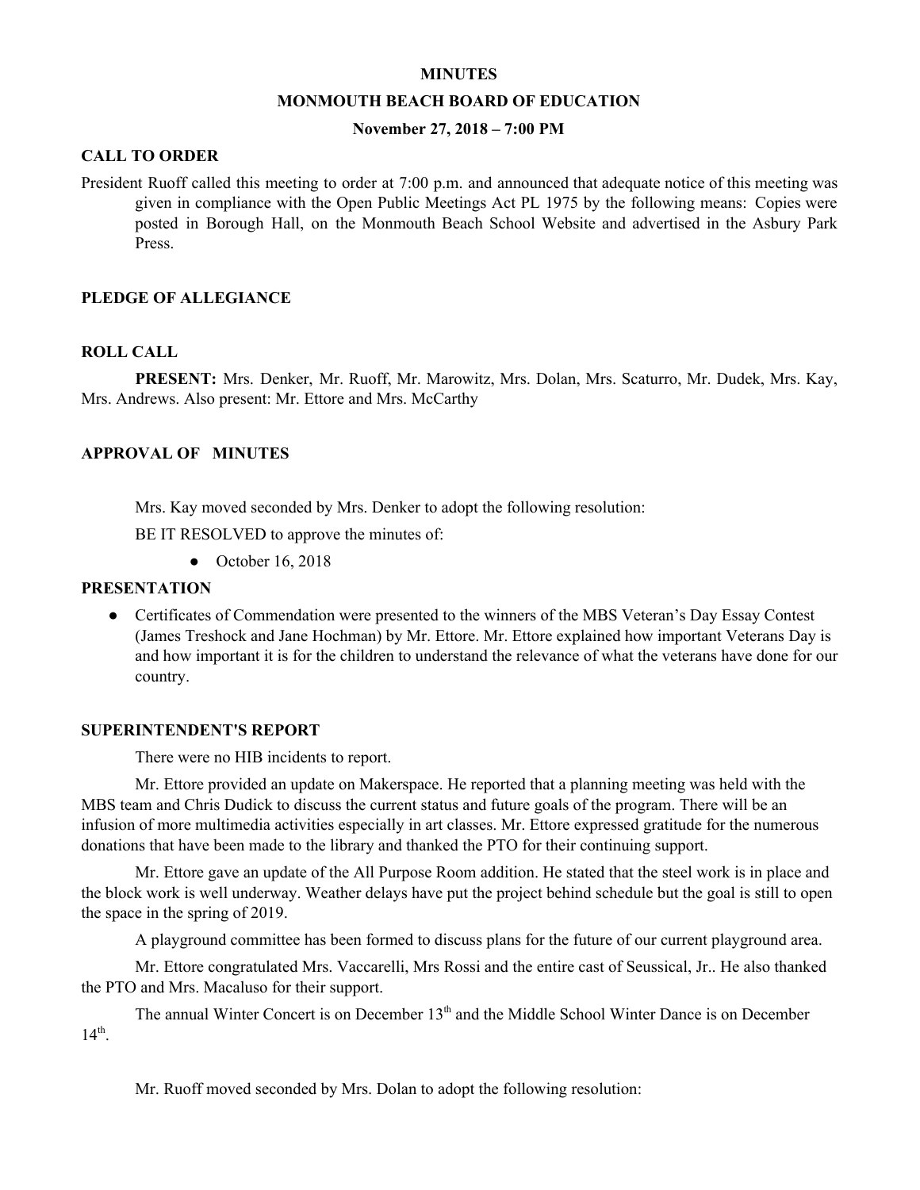# MINUTES

## MONMOUTH BEACH BOARD OF EDUCATION

### November 27, 2018 – 7:00 PM

**CALL TO ORDER**

President Ruoff called this meeting to order at 7:00 p.m. and announced that adequate notice of this meeting was given in compliance with the Open Public Meetings Act PL 1975 by the following means: Copies were posted in Borough Hall, on the Monmouth Beach School Website and advertised in the Asbury Park Press.

**PLEDGE OF ALLEGIANCE**

**ROLL CALL**

**PRESENT:** Mrs. Denker, Mr. Ruoff, Mr. Marowitz, Mrs. Dolan, Mrs. Scaturro, Mr. Dudek, Mrs. Kay, Mrs. Andrews. Also present: Mr. Ettore and Mrs. McCarthy

**APPROVAL OF MINUTES**

Mrs. Kay moved seconded by Mrs. Denker to adopt the following resolution:

BE IT RESOLVED to approve the minutes of:

- October 16, 2018

**PRESENTATION**

- Certificates of Commendation were presented to the winners of the MBS Veteran's Day Essay Contest (James Treshock and Jane Hochman) by Mr. Ettore. Mr. Ettore explained how important Veterans Day is and how important it is for the children to understand the relevance of what the veterans have done for our country.

**SUPERINTENDENT'S REPORT**

There were no HIB incidents to report.

Mr. Ettore provided an update on Makerspace. He reported that a planning meeting was held with the MBS team and Chris Dudick to discuss the current status and future goals of the program. There will be an infusion of more multimedia activities especially in art classes. Mr. Ettore expressed gratitude for the numerous donations that have been made to the library and thanked the PTO for their continuing support.

Mr. Ettore gave an update of the All Purpose Room addition. He stated that the steel work is in place and the block work is well underway. Weather delays have put the project behind schedule but the goal is still to open the space in the spring of 2019.

A playground committee has been formed to discuss plans for the future of our current playground area.

Mr. Ettore congratulated Mrs. Vaccarelli, Mrs Rossi and the entire cast of Seussical, Jr.. He also thanked the PTO and Mrs. Macaluso for their support.

The annual Winter Concert is on December 13th and the Middle School Winter Dance is on December 14th.

Mr. Ruoff moved seconded by Mrs. Dolan to adopt the following resolution: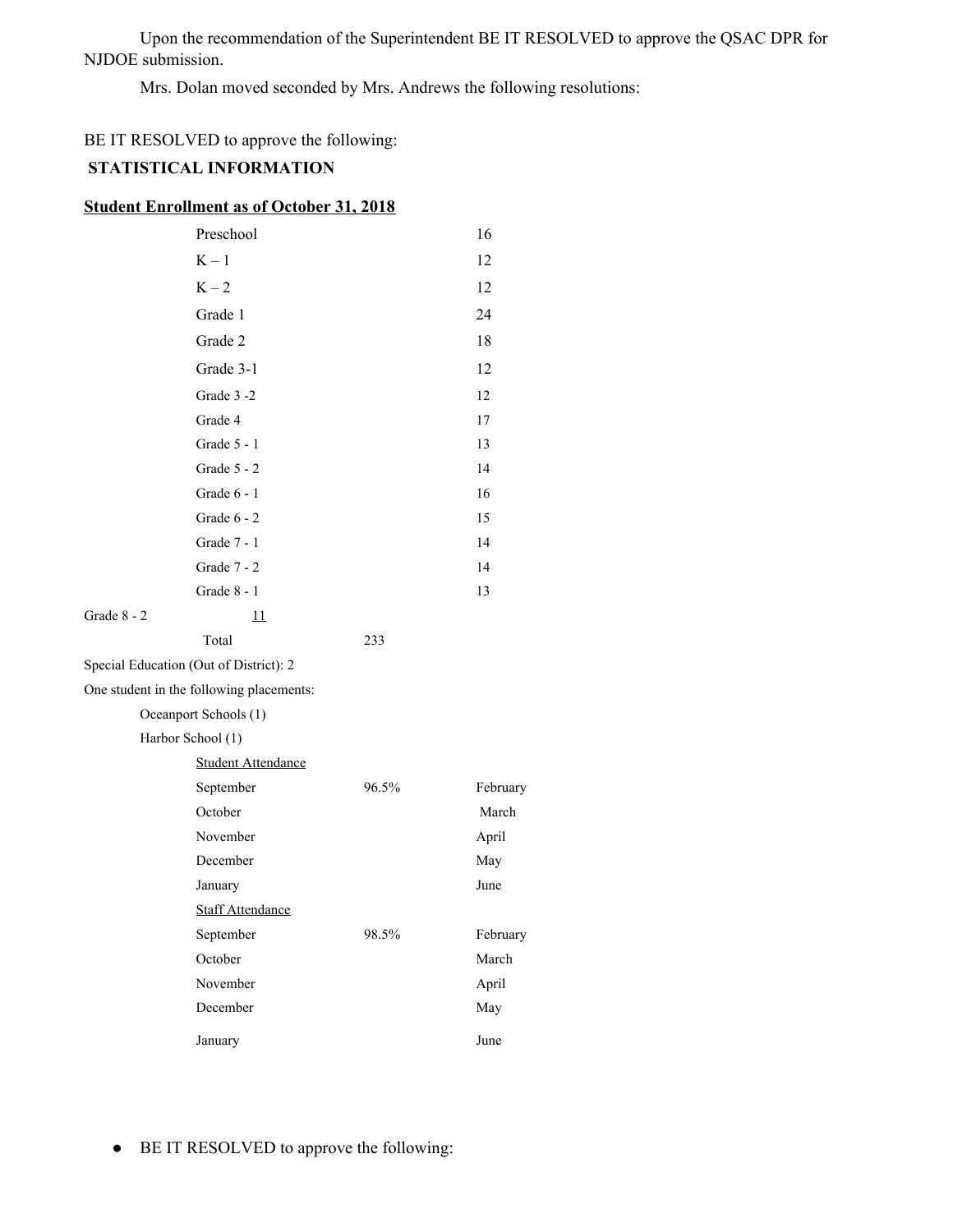Upon the recommendation of the Superintendent BE IT RESOLVED to approve the QSAC DPR for NJDOE submission.

Mrs. Dolan moved seconded by Mrs. Andrews the following resolutions:

BE IT RESOLVED to approve the following:

**STATISTICAL INFORMATION**

**Student Enrollment as of October 31, 2018**

| Grade | Enrollment |
|---|---|
| Preschool | 16 |
| K – 1 | 12 |
| K – 2 | 12 |
| Grade 1 | 24 |
| Grade 2 | 18 |
| Grade 3-1 | 12 |
| Grade 3 -2 | 12 |
| Grade 4 | 17 |
| Grade 5 - 1 | 13 |
| Grade 5 - 2 | 14 |
| Grade 6 - 1 | 16 |
| Grade 6 - 2 | 15 |
| Grade 7 - 1 | 14 |
| Grade 7 - 2 | 14 |
| Grade 8 - 1 | 13 |
| Grade 8 - 2 | 11 |
| Total | 233 |

Special Education (Out of District): 2

One student in the following placements:

- Oceanport Schools (1)
- Harbor School (1)

Student Attendance

| Month | Attendance | Month | Attendance |
|---|---|---|---|
| September | 96.5% | February | |
| October | | March | |
| November | | April | |
| December | | May | |
| January | | June | |

Staff Attendance

| Month | Attendance | Month | Attendance |
|---|---|---|---|
| September | 98.5% | February | |
| October | | March | |
| November | | April | |
| December | | May | |
| January | | June | |

- BE IT RESOLVED to approve the following: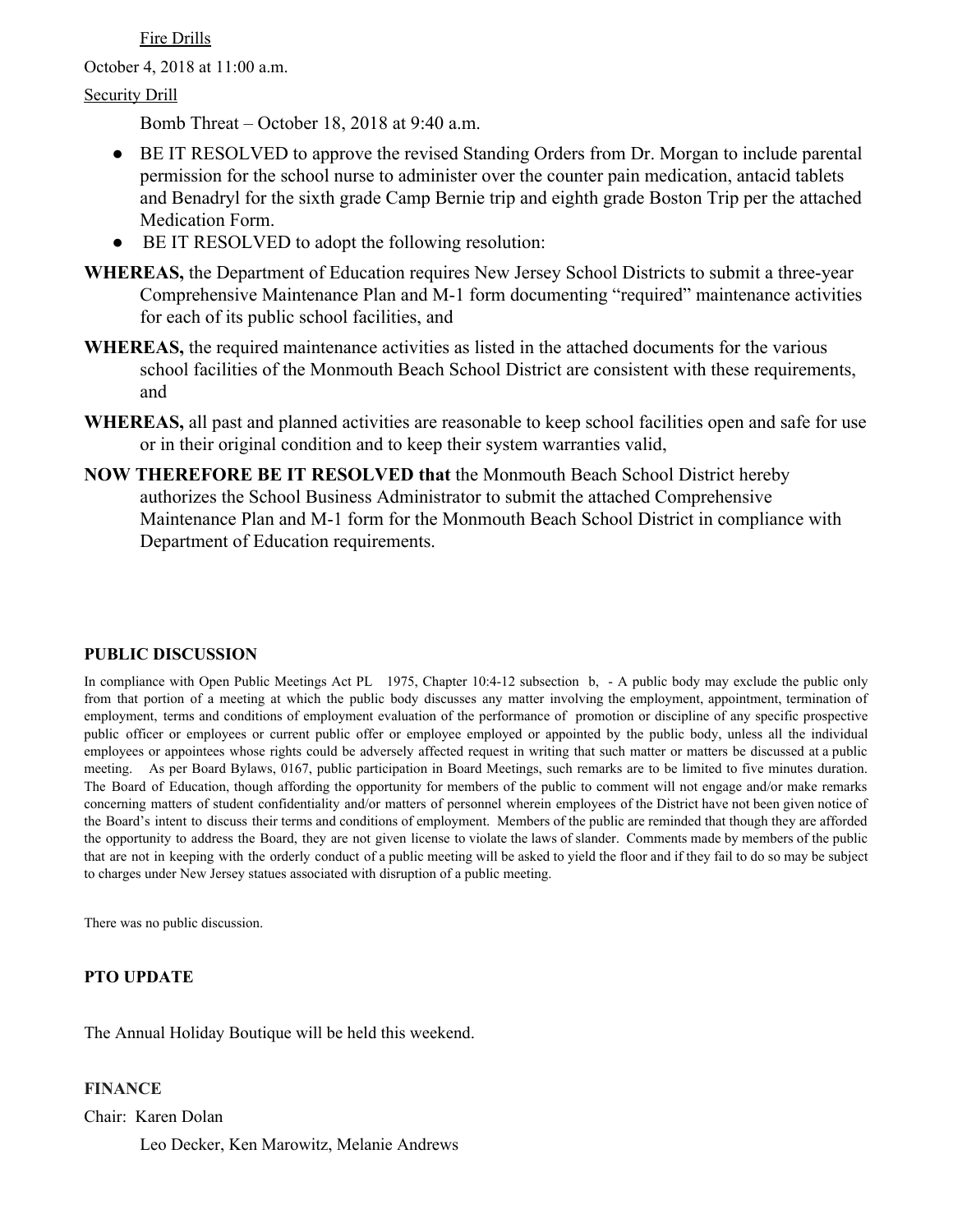Fire Drills

October 4, 2018 at 11:00 a.m.

Security Drill

Bomb Threat – October 18, 2018 at 9:40 a.m.

- BE IT RESOLVED to approve the revised Standing Orders from Dr. Morgan to include parental permission for the school nurse to administer over the counter pain medication, antacid tablets and Benadryl for the sixth grade Camp Bernie trip and eighth grade Boston Trip per the attached Medication Form.
- BE IT RESOLVED to adopt the following resolution:

**WHEREAS,** the Department of Education requires New Jersey School Districts to submit a three-year Comprehensive Maintenance Plan and M-1 form documenting "required" maintenance activities for each of its public school facilities, and

**WHEREAS,** the required maintenance activities as listed in the attached documents for the various school facilities of the Monmouth Beach School District are consistent with these requirements, and

**WHEREAS,** all past and planned activities are reasonable to keep school facilities open and safe for use or in their original condition and to keep their system warranties valid,

**NOW THEREFORE BE IT RESOLVED that** the Monmouth Beach School District hereby authorizes the School Business Administrator to submit the attached Comprehensive Maintenance Plan and M-1 form for the Monmouth Beach School District in compliance with Department of Education requirements.

**PUBLIC DISCUSSION**

In compliance with Open Public Meetings Act PL 1975, Chapter 10:4-12 subsection b, - A public body may exclude the public only from that portion of a meeting at which the public body discusses any matter involving the employment, appointment, termination of employment, terms and conditions of employment evaluation of the performance of promotion or discipline of any specific prospective public officer or employees or current public offer or employee employed or appointed by the public body, unless all the individual employees or appointees whose rights could be adversely affected request in writing that such matter or matters be discussed at a public meeting. As per Board Bylaws, 0167, public participation in Board Meetings, such remarks are to be limited to five minutes duration. The Board of Education, though affording the opportunity for members of the public to comment will not engage and/or make remarks concerning matters of student confidentiality and/or matters of personnel wherein employees of the District have not been given notice of the Board's intent to discuss their terms and conditions of employment. Members of the public are reminded that though they are afforded the opportunity to address the Board, they are not given license to violate the laws of slander. Comments made by members of the public that are not in keeping with the orderly conduct of a public meeting will be asked to yield the floor and if they fail to do so may be subject to charges under New Jersey statues associated with disruption of a public meeting.

There was no public discussion.

**PTO UPDATE**

The Annual Holiday Boutique will be held this weekend.

**FINANCE**

Chair: Karen Dolan

Leo Decker, Ken Marowitz, Melanie Andrews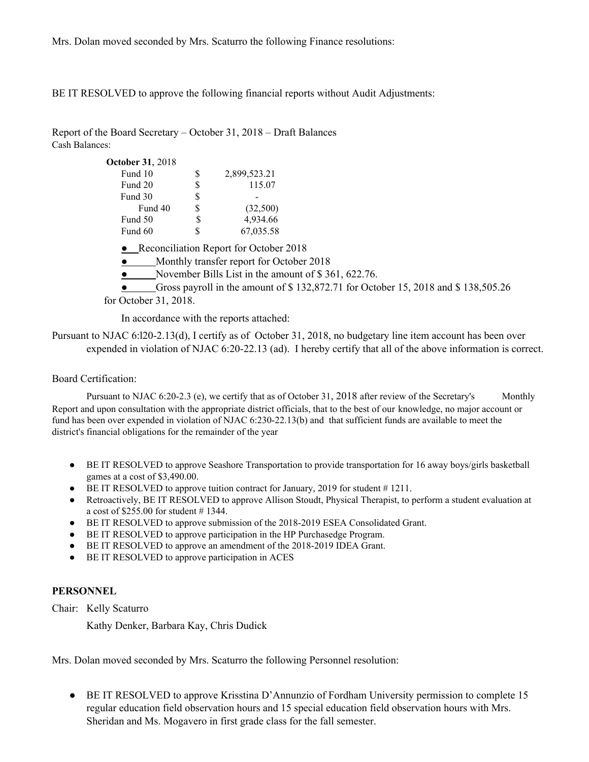Mrs. Dolan moved seconded by Mrs. Scaturro the following Finance resolutions:

BE IT RESOLVED to approve the following financial reports without Audit Adjustments:

Report of the Board Secretary – October 31, 2018 – Draft Balances
Cash Balances:

| **October 31**, 2018 | | |
|---|---|---|
| Fund 10 | $ | 2,899,523.21 |
| Fund 20 | $ | 115.07 |
| Fund 30 | $ | - |
| Fund 40 | $ | (32,500) |
| Fund 50 | $ | 4,934.66 |
| Fund 60 | $ | 67,035.58 |

- Reconciliation Report for October 2018
- Monthly transfer report for October 2018
- November Bills List in the amount of $ 361, 622.76.
- Gross payroll in the amount of $ 132,872.71 for October 15, 2018 and $ 138,505.26 for October 31, 2018.

In accordance with the reports attached:

Pursuant to NJAC 6:l20-2.13(d), I certify as of October 31, 2018, no budgetary line item account has been over expended in violation of NJAC 6:20-22.13 (ad). I hereby certify that all of the above information is correct.

Board Certification:

Pursuant to NJAC 6:20-2.3 (e), we certify that as of October 31, 2018 after review of the Secretary's Monthly Report and upon consultation with the appropriate district officials, that to the best of our knowledge, no major account or fund has been over expended in violation of NJAC 6:230-22.13(b) and that sufficient funds are available to meet the district's financial obligations for the remainder of the year

- BE IT RESOLVED to approve Seashore Transportation to provide transportation for 16 away boys/girls basketball games at a cost of $3,490.00.
- BE IT RESOLVED to approve tuition contract for January, 2019 for student # 1211.
- Retroactively, BE IT RESOLVED to approve Allison Stoudt, Physical Therapist, to perform a student evaluation at a cost of $255.00 for student # 1344.
- BE IT RESOLVED to approve submission of the 2018-2019 ESEA Consolidated Grant.
- BE IT RESOLVED to approve participation in the HP Purchasedge Program.
- BE IT RESOLVED to approve an amendment of the 2018-2019 IDEA Grant.
- BE IT RESOLVED to approve participation in ACES

**PERSONNEL**

Chair: Kelly Scaturro

Kathy Denker, Barbara Kay, Chris Dudick

Mrs. Dolan moved seconded by Mrs. Scaturro the following Personnel resolution:

- BE IT RESOLVED to approve Krisstina D'Annunzio of Fordham University permission to complete 15 regular education field observation hours and 15 special education field observation hours with Mrs. Sheridan and Ms. Mogavero in first grade class for the fall semester.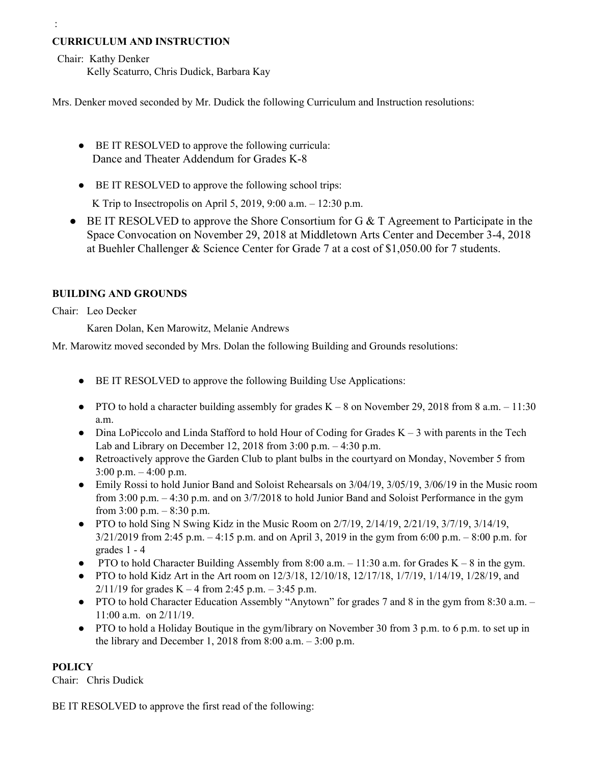:

**CURRICULUM AND INSTRUCTION**

Chair: Kathy Denker
Kelly Scaturro, Chris Dudick, Barbara Kay

Mrs. Denker moved seconded by Mr. Dudick the following Curriculum and Instruction resolutions:

- BE IT RESOLVED to approve the following curricula:
  Dance and Theater Addendum for Grades K-8
- BE IT RESOLVED to approve the following school trips:
  K Trip to Insectropolis on April 5, 2019, 9:00 a.m. – 12:30 p.m.
- BE IT RESOLVED to approve the Shore Consortium for G & T Agreement to Participate in the Space Convocation on November 29, 2018 at Middletown Arts Center and December 3-4, 2018 at Buehler Challenger & Science Center for Grade 7 at a cost of $1,050.00 for 7 students.

**BUILDING AND GROUNDS**

Chair: Leo Decker

Karen Dolan, Ken Marowitz, Melanie Andrews

Mr. Marowitz moved seconded by Mrs. Dolan the following Building and Grounds resolutions:

- BE IT RESOLVED to approve the following Building Use Applications:
- PTO to hold a character building assembly for grades K – 8 on November 29, 2018 from 8 a.m. – 11:30 a.m.
- Dina LoPiccolo and Linda Stafford to hold Hour of Coding for Grades K – 3 with parents in the Tech Lab and Library on December 12, 2018 from 3:00 p.m. – 4:30 p.m.
- Retroactively approve the Garden Club to plant bulbs in the courtyard on Monday, November 5 from 3:00 p.m. – 4:00 p.m.
- Emily Rossi to hold Junior Band and Soloist Rehearsals on 3/04/19, 3/05/19, 3/06/19 in the Music room from 3:00 p.m. – 4:30 p.m. and on 3/7/2018 to hold Junior Band and Soloist Performance in the gym from 3:00 p.m. – 8:30 p.m.
- PTO to hold Sing N Swing Kidz in the Music Room on 2/7/19, 2/14/19, 2/21/19, 3/7/19, 3/14/19, 3/21/2019 from 2:45 p.m. – 4:15 p.m. and on April 3, 2019 in the gym from 6:00 p.m. – 8:00 p.m. for grades 1 - 4
- PTO to hold Character Building Assembly from 8:00 a.m. – 11:30 a.m. for Grades K – 8 in the gym.
- PTO to hold Kidz Art in the Art room on 12/3/18, 12/10/18, 12/17/18, 1/7/19, 1/14/19, 1/28/19, and 2/11/19 for grades K – 4 from 2:45 p.m. – 3:45 p.m.
- PTO to hold Character Education Assembly "Anytown" for grades 7 and 8 in the gym from 8:30 a.m. – 11:00 a.m. on 2/11/19.
- PTO to hold a Holiday Boutique in the gym/library on November 30 from 3 p.m. to 6 p.m. to set up in the library and December 1, 2018 from 8:00 a.m. – 3:00 p.m.

**POLICY**

Chair: Chris Dudick

BE IT RESOLVED to approve the first read of the following: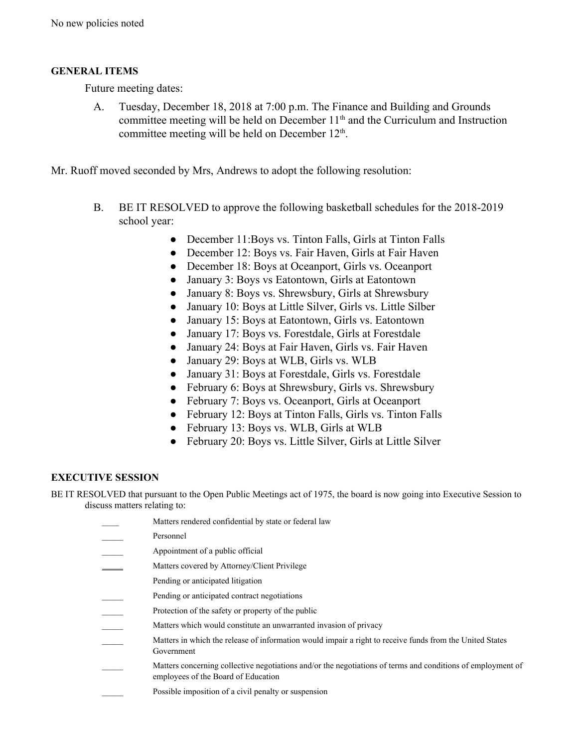No new policies noted

**GENERAL ITEMS**

Future meeting dates:

A. Tuesday, December 18, 2018 at 7:00 p.m. The Finance and Building and Grounds committee meeting will be held on December 11th and the Curriculum and Instruction committee meeting will be held on December 12th.

Mr. Ruoff moved seconded by Mrs, Andrews to adopt the following resolution:

B. BE IT RESOLVED to approve the following basketball schedules for the 2018-2019 school year:

- December 11:Boys vs. Tinton Falls, Girls at Tinton Falls
- December 12: Boys vs. Fair Haven, Girls at Fair Haven
- December 18: Boys at Oceanport, Girls vs. Oceanport
- January 3: Boys vs Eatontown, Girls at Eatontown
- January 8: Boys vs. Shrewsbury, Girls at Shrewsbury
- January 10: Boys at Little Silver, Girls vs. Little Silber
- January 15: Boys at Eatontown, Girls vs. Eatontown
- January 17: Boys vs. Forestdale, Girls at Forestdale
- January 24: Boys at Fair Haven, Girls vs. Fair Haven
- January 29: Boys at WLB, Girls vs. WLB
- January 31: Boys at Forestdale, Girls vs. Forestdale
- February 6: Boys at Shrewsbury, Girls vs. Shrewsbury
- February 7: Boys vs. Oceanport, Girls at Oceanport
- February 12: Boys at Tinton Falls, Girls vs. Tinton Falls
- February 13: Boys vs. WLB, Girls at WLB
- February 20: Boys vs. Little Silver, Girls at Little Silver

**EXECUTIVE SESSION**

BE IT RESOLVED that pursuant to the Open Public Meetings act of 1975, the board is now going into Executive Session to discuss matters relating to:

____ Matters rendered confidential by state or federal law

_____ Personnel

_____ Appointment of a public official

_____ Matters covered by Attorney/Client Privilege

Pending or anticipated litigation

_____ Pending or anticipated contract negotiations

_____ Protection of the safety or property of the public

_____ Matters which would constitute an unwarranted invasion of privacy

_____ Matters in which the release of information would impair a right to receive funds from the United States Government

_____ Matters concerning collective negotiations and/or the negotiations of terms and conditions of employment of employees of the Board of Education

_____ Possible imposition of a civil penalty or suspension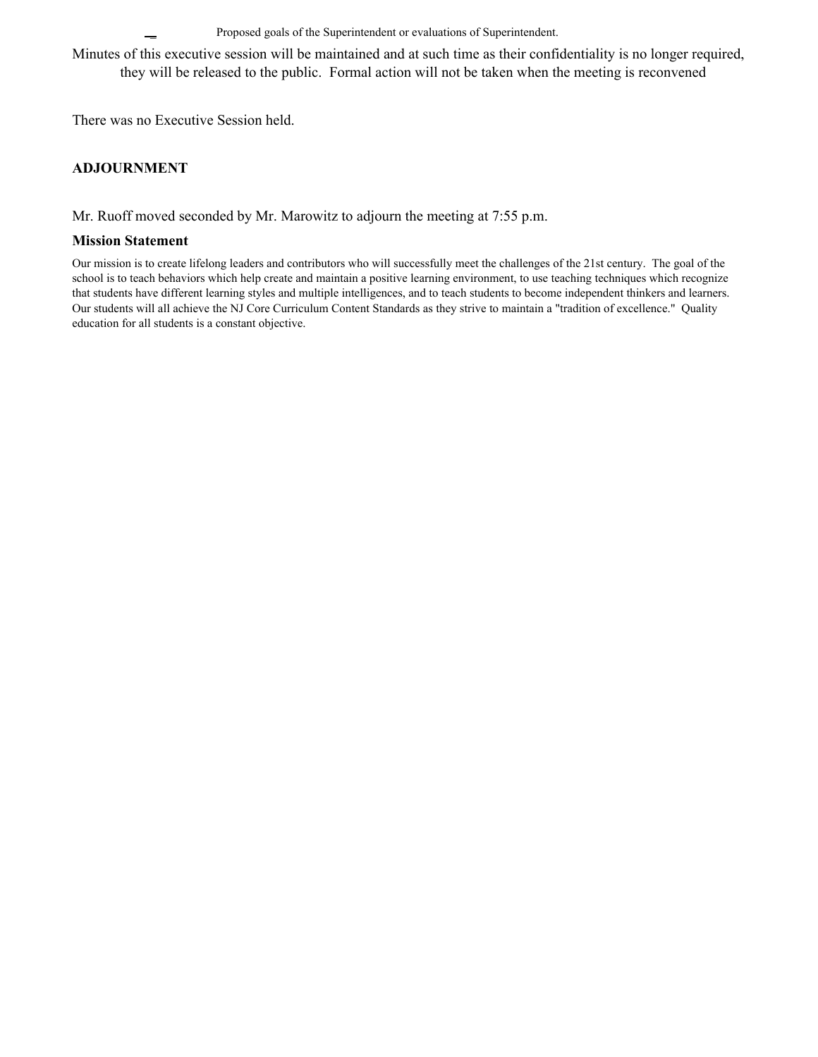_ Proposed goals of the Superintendent or evaluations of Superintendent.

Minutes of this executive session will be maintained and at such time as their confidentiality is no longer required, they will be released to the public. Formal action will not be taken when the meeting is reconvened

There was no Executive Session held.

**ADJOURNMENT**

Mr. Ruoff moved seconded by Mr. Marowitz to adjourn the meeting at 7:55 p.m.

**Mission Statement**

Our mission is to create lifelong leaders and contributors who will successfully meet the challenges of the 21st century. The goal of the school is to teach behaviors which help create and maintain a positive learning environment, to use teaching techniques which recognize that students have different learning styles and multiple intelligences, and to teach students to become independent thinkers and learners. Our students will all achieve the NJ Core Curriculum Content Standards as they strive to maintain a "tradition of excellence." Quality education for all students is a constant objective.